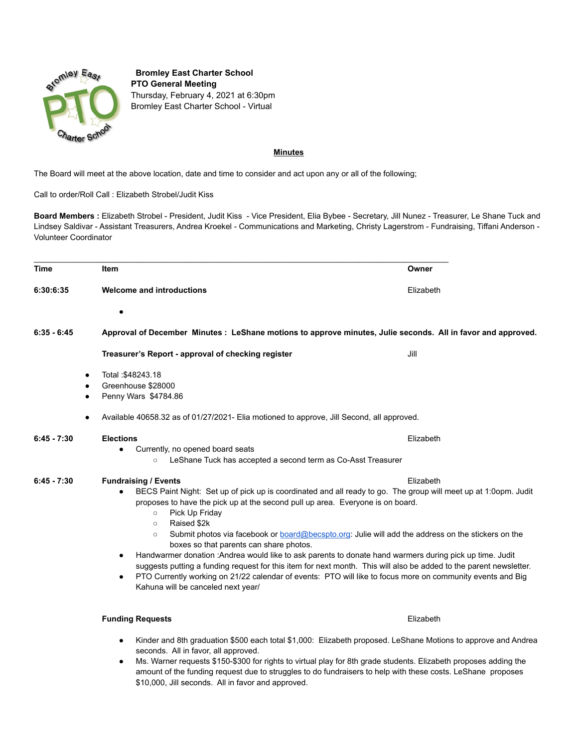**Bromley East Charter School**
**PTO General Meeting**
Thursday, February 4, 2021 at 6:30pm
Bromley East Charter School - Virtual

**Minutes**

The Board will meet at the above location, date and time to consider and act upon any or all of the following;

Call to order/Roll Call : Elizabeth Strobel/Judit Kiss

**Board Members :** Elizabeth Strobel - President, Judit Kiss - Vice President, Elia Bybee - Secretary, Jill Nunez - Treasurer, Le Shane Tuck and Lindsey Saldivar - Assistant Treasurers, Andrea Kroekel - Communications and Marketing, Christy Lagerstrom - Fundraising, Tiffani Anderson - Volunteer Coordinator

| Time | Item | Owner |
|---|---|---|
| 6:30:6:35 | **Welcome and introductions** | Elizabeth |

- 

**6:35 - 6:45** **Approval of December Minutes : LeShane motions to approve minutes, Julie seconds. All in favor and approved.**

**Treasurer's Report - approval of checking register** — Jill

- Total :$48243.18
- Greenhouse $28000
- Penny Wars $4784.86

- Available 40658.32 as of 01/27/2021- Elia motioned to approve, Jill Second, all approved.

**6:45 - 7:30** **Elections** — Elizabeth

- Currently, no opened board seats
  - LeShane Tuck has accepted a second term as Co-Asst Treasurer

**6:45 - 7:30** **Fundraising / Events** — Elizabeth

- BECS Paint Night: Set up of pick up is coordinated and all ready to go. The group will meet up at 1:0opm. Judit proposes to have the pick up at the second pull up area. Everyone is on board.
  - Pick Up Friday
  - Raised $2k
  - Submit photos via facebook or board@becspto.org: Julie will add the address on the stickers on the boxes so that parents can share photos.
- Handwarmer donation :Andrea would like to ask parents to donate hand warmers during pick up time. Judit suggests putting a funding request for this item for next month. This will also be added to the parent newsletter.
- PTO Currently working on 21/22 calendar of events: PTO will like to focus more on community events and Big Kahuna will be canceled next year/

**Funding Requests** — Elizabeth

- Kinder and 8th graduation $500 each total $1,000: Elizabeth proposed. LeShane Motions to approve and Andrea seconds. All in favor, all approved.
- Ms. Warner requests $150-$300 for rights to virtual play for 8th grade students. Elizabeth proposes adding the amount of the funding request due to struggles to do fundraisers to help with these costs. LeShane proposes $10,000, Jill seconds. All in favor and approved.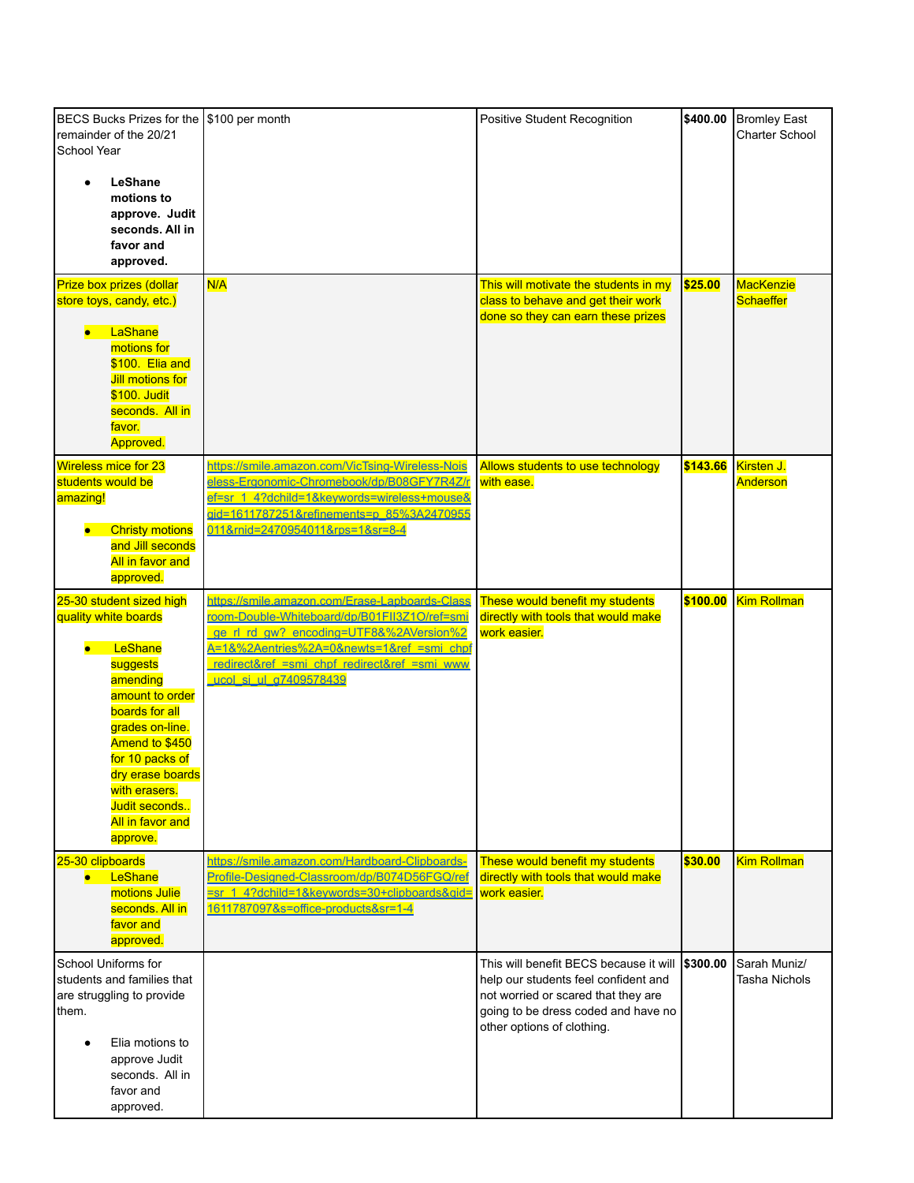| | | | | |
|---|---|---|---|---|
| BECS Bucks Prizes for the remainder of the 20/21 School Year<br><br>• **LeShane motions to approve. Judit seconds. All in favor and approved.** | $100 per month | Positive Student Recognition | **$400.00** | Bromley East Charter School |
| Prize box prizes (dollar store toys, candy, etc.)<br><br>• LaShane motions for $100. Elia and Jill motions for $100. Judit seconds. All in favor. Approved. | N/A | This will motivate the students in my class to behave and get their work done so they can earn these prizes | **$25.00** | MacKenzie Schaeffer |
| Wireless mice for 23 students would be amazing!<br><br>• Christy motions and Jill seconds All in favor and approved. | https://smile.amazon.com/VicTsing-Wireless-Noiseless-Ergonomic-Chromebook/dp/B08GFY7R4Z/ref=sr_1_4?dchild=1&keywords=wireless+mouse&qid=1611787251&refinements=p_85%3A2470955011&rnid=2470954011&rps=1&sr=8-4 | Allows students to use technology with ease. | **$143.66** | Kirsten J. Anderson |
| 25-30 student sized high quality white boards<br><br>• LeShane suggests amending amount to order boards for all grades on-line. Amend to $450 for 10 packs of dry erase boards with erasers. Judit seconds.. All in favor and approve. | https://smile.amazon.com/Erase-Lapboards-Classroom-Double-Whiteboard/dp/B01FII3Z1O/ref=smi_ge_rl_rd_gw?_encoding=UTF8&%2AVersion%2A=1&%2Aentries%2A=0&newts=1&ref_=smi_chpf_redirect&ref_=smi_chpf_redirect&ref_=smi_www_ucol_si_ul_g7409578439 | These would benefit my students directly with tools that would make work easier. | **$100.00** | Kim Rollman |
| 25-30 clipboards<br>• LeShane motions Julie seconds. All in favor and approved. | https://smile.amazon.com/Hardboard-Clipboards-Profile-Designed-Classroom/dp/B074D56FGQ/ref=sr_1_4?dchild=1&keywords=30+clipboards&qid=1611787097&s=office-products&sr=1-4 | These would benefit my students directly with tools that would make work easier. | **$30.00** | Kim Rollman |
| School Uniforms for students and families that are struggling to provide them.<br><br>• Elia motions to approve Judit seconds. All in favor and approved. | | This will benefit BECS because it will help our students feel confident and not worried or scared that they are going to be dress coded and have no other options of clothing. | **$300.00** | Sarah Muniz/ Tasha Nichols |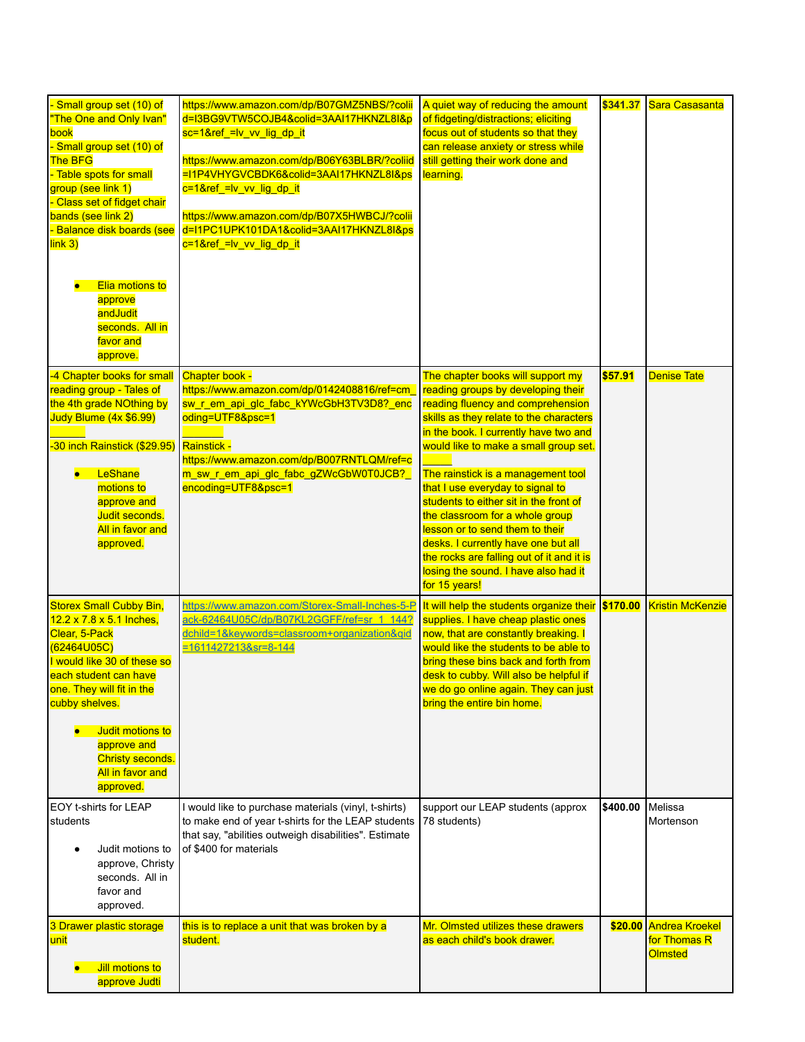| | | | | |
|---|---|---|---|---|
| - Small group set (10) of "The One and Only Ivan" book<br>- Small group set (10) of The BFG<br>- Table spots for small group (see link 1)<br>- Class set of fidget chair bands (see link 2)<br>- Balance disk boards (see link 3)<br><br>• Elia motions to approve andJudit seconds. All in favor and approve. | https://www.amazon.com/dp/B07GMZ5NBS/?colid=I3BG9VTW5COJB4&colid=3AAI17HKNZL8I&psc=1&ref_=lv_vv_lig_dp_it<br><br>https://www.amazon.com/dp/B06Y63BLBR/?coliid=I1P4VHYGVCBDK6&colid=3AAI17HKNZL8I&psc=1&ref_=lv_vv_lig_dp_it<br><br>https://www.amazon.com/dp/B07X5HWBCJ/?coliid=I1PC1UPK101DA1&colid=3AAI17HKNZL8I&psc=1&ref_=lv_vv_lig_dp_it | A quiet way of reducing the amount of fidgeting/distractions; eliciting focus out of students so that they can release anxiety or stress while still getting their work done and learning. | **$341.37** | Sara Casasanta |
| -4 Chapter books for small reading group - Tales of the 4th grade NOthing by Judy Blume (4x $6.99)<br><br>-30 inch Rainstick ($29.95)<br><br>• LeShane motions to approve and Judit seconds. All in favor and approved. | Chapter book - https://www.amazon.com/dp/0142408816/ref=cm_sw_r_em_api_glc_fabc_kYWcGbH3TV3D8?_encoding=UTF8&psc=1<br><br>Rainstick - https://www.amazon.com/dp/B007RNTLQM/ref=cm_sw_r_em_api_glc_fabc_gZWcGbW0T0JCB?_encoding=UTF8&psc=1 | The chapter books will support my reading groups by developing their reading fluency and comprehension skills as they relate to the characters in the book. I currently have two and would like to make a small group set.<br><br>The rainstick is a management tool that I use everyday to signal to students to either sit in the front of the classroom for a whole group lesson or to send them to their desks. I currently have one but all the rocks are falling out of it and it is losing the sound. I have also had it for 15 years! | **$57.91** | Denise Tate |
| Storex Small Cubby Bin, 12.2 x 7.8 x 5.1 Inches, Clear, 5-Pack (62464U05C)<br>I would like 30 of these so each student can have one. They will fit in the cubby shelves.<br><br>• Judit motions to approve and Christy seconds. All in favor and approved. | https://www.amazon.com/Storex-Small-Inches-5-Pack-62464U05C/dp/B07KL2GGFF/ref=sr_1_144?dchild=1&keywords=classroom+organization&qid=1611427213&sr=8-144 | It will help the students organize their supplies. I have cheap plastic ones now, that are constantly breaking. I would like the students to be able to bring these bins back and forth from desk to cubby. Will also be helpful if we do go online again. They can just bring the entire bin home. | **$170.00** | Kristin McKenzie |
| EOY t-shirts for LEAP students<br><br>• Judit motions to approve, Christy seconds. All in favor and approved. | I would like to purchase materials (vinyl, t-shirts) to make end of year t-shirts for the LEAP students that say, "abilities outweigh disabilities". Estimate of $400 for materials | support our LEAP students (approx 78 students) | **$400.00** | Melissa Mortenson |
| 3 Drawer plastic storage unit<br><br>• Jill motions to approve Judti | this is to replace a unit that was broken by a student. | Mr. Olmsted utilizes these drawers as each child's book drawer. | **$20.00** | Andrea Kroekel for Thomas R Olmsted |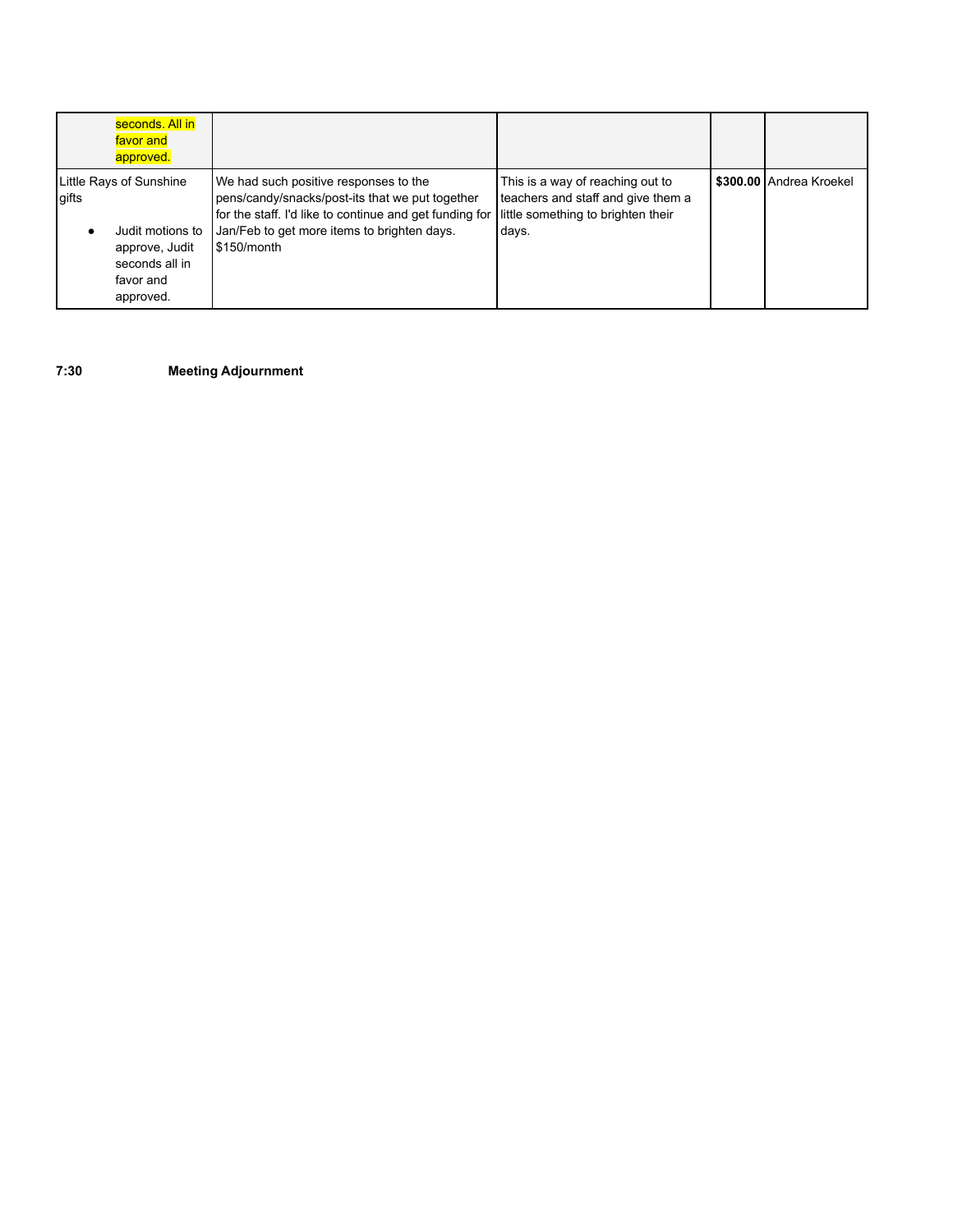| | | | | |
|---|---|---|---|---|
| seconds. All in favor and approved. | | | | |
| Little Rays of Sunshine gifts<br>• Judit motions to approve, Judit seconds all in favor and approved. | We had such positive responses to the pens/candy/snacks/post-its that we put together for the staff. I'd like to continue and get funding for Jan/Feb to get more items to brighten days. $150/month | This is a way of reaching out to teachers and staff and give them a little something to brighten their days. | **$300.00** | Andrea Kroekel |

**7:30** **Meeting Adjournment**